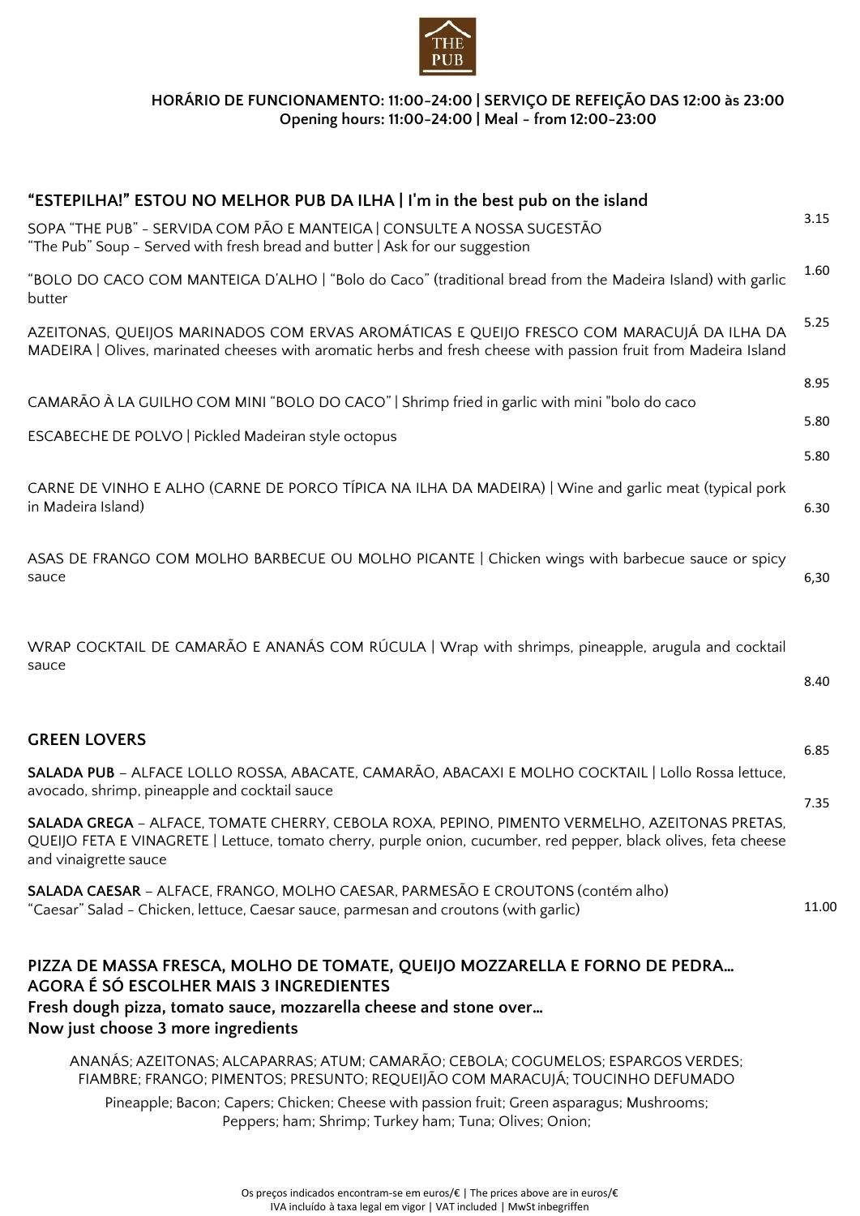THE PUB

**HORÁRIO DE FUNCIONAMENTO: 11:00-24:00 | SERVIÇO DE REFEIÇÃO DAS 12:00 às 23:00**
**Opening hours: 11:00-24:00 | Meal - from 12:00-23:00**

## "ESTEPILHA!" ESTOU NO MELHOR PUB DA ILHA | I'm in the best pub on the island

SOPA "THE PUB" - SERVIDA COM PÃO E MANTEIGA | CONSULTE A NOSSA SUGESTÃO
"The Pub" Soup - Served with fresh bread and butter | Ask for our suggestion — 3.15

"BOLO DO CACO COM MANTEIGA D'ALHO | "Bolo do Caco" (traditional bread from the Madeira Island) with garlic butter — 1.60

AZEITONAS, QUEIJOS MARINADOS COM ERVAS AROMÁTICAS E QUEIJO FRESCO COM MARACUJÁ DA ILHA DA MADEIRA | Olives, marinated cheeses with aromatic herbs and fresh cheese with passion fruit from Madeira Island — 5.25

CAMARÃO À LA GUILHO COM MINI "BOLO DO CACO" | Shrimp fried in garlic with mini "bolo do caco — 8.95

ESCABECHE DE POLVO | Pickled Madeiran style octopus — 5.80

5.80

CARNE DE VINHO E ALHO (CARNE DE PORCO TÍPICA NA ILHA DA MADEIRA) | Wine and garlic meat (typical pork in Madeira Island) — 6.30

ASAS DE FRANGO COM MOLHO BARBECUE OU MOLHO PICANTE | Chicken wings with barbecue sauce or spicy sauce — 6,30

WRAP COCKTAIL DE CAMARÃO E ANANÁS COM RÚCULA | Wrap with shrimps, pineapple, arugula and cocktail sauce — 8.40

## GREEN LOVERS

**SALADA PUB** – ALFACE LOLLO ROSSA, ABACATE, CAMARÃO, ABACAXI E MOLHO COCKTAIL | Lollo Rossa lettuce, avocado, shrimp, pineapple and cocktail sauce — 6.85

**SALADA GREGA** – ALFACE, TOMATE CHERRY, CEBOLA ROXA, PEPINO, PIMENTO VERMELHO, AZEITONAS PRETAS, QUEIJO FETA E VINAGRETE | Lettuce, tomato cherry, purple onion, cucumber, red pepper, black olives, feta cheese and vinaigrette sauce — 7.35

**SALADA CAESAR** – ALFACE, FRANGO, MOLHO CAESAR, PARMESÃO E CROUTONS (contém alho)
"Caesar" Salad - Chicken, lettuce, Caesar sauce, parmesan and croutons (with garlic) — 11.00

## PIZZA DE MASSA FRESCA, MOLHO DE TOMATE, QUEIJO MOZZARELLA E FORNO DE PEDRA… AGORA É SÓ ESCOLHER MAIS 3 INGREDIENTES

**Fresh dough pizza, tomato sauce, mozzarella cheese and stone over…**
**Now just choose 3 more ingredients**

ANANÁS; AZEITONAS; ALCAPARRAS; ATUM; CAMARÃO; CEBOLA; COGUMELOS; ESPARGOS VERDES; FIAMBRE; FRANGO; PIMENTOS; PRESUNTO; REQUEIJÃO COM MARACUJÁ; TOUCINHO DEFUMADO

Pineapple; Bacon; Capers; Chicken; Cheese with passion fruit; Green asparagus; Mushrooms; Peppers; ham; Shrimp; Turkey ham; Tuna; Olives; Onion;

Os preços indicados encontram-se em euros/€ | The prices above are in euros/€
IVA incluído à taxa legal em vigor | VAT included | MwSt inbegriffen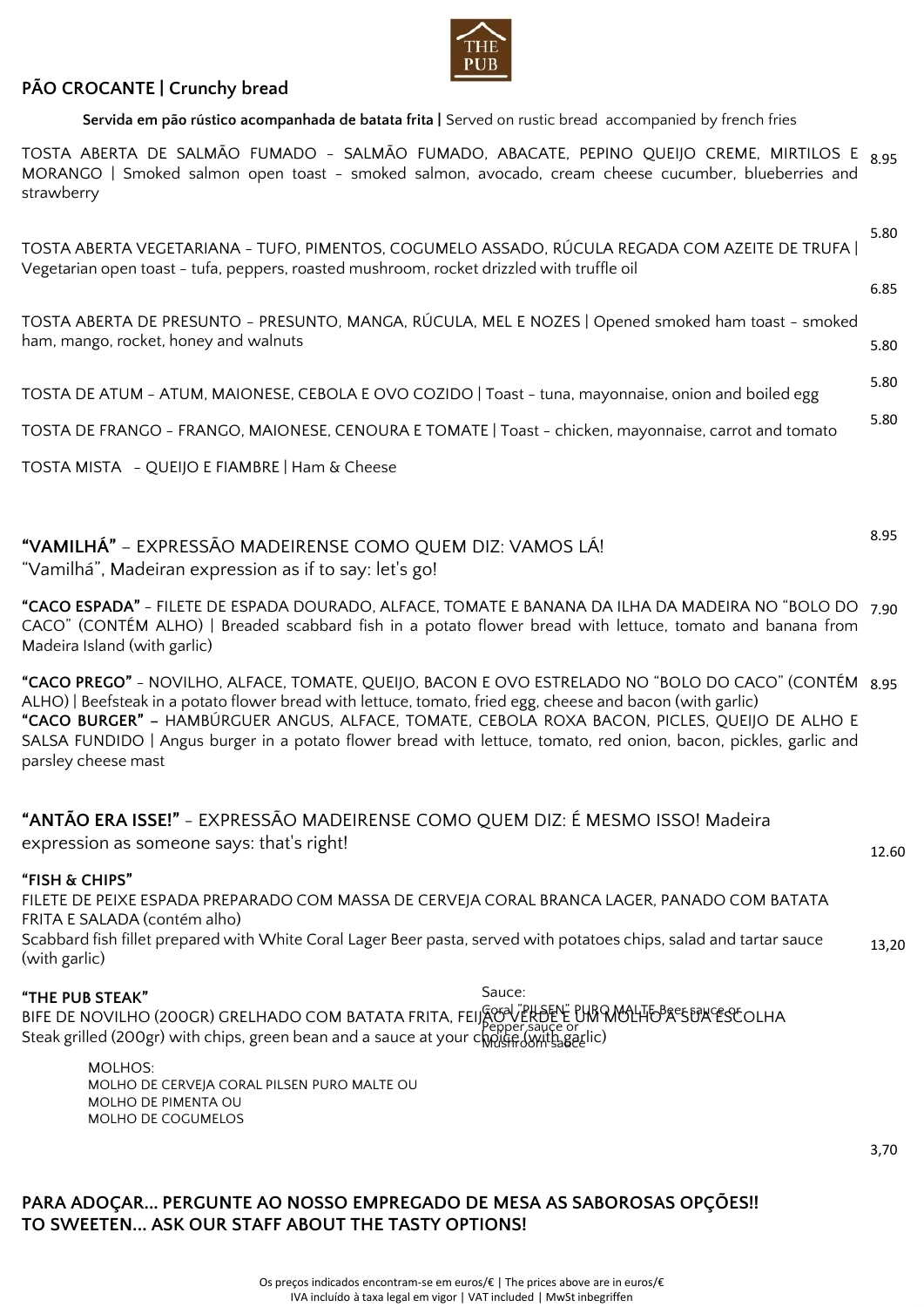THE PUB

## PÃO CROCANTE | Crunchy bread

**Servida em pão rústico acompanhada de batata frita |** Served on rustic bread accompanied by french fries

TOSTA ABERTA DE SALMÃO FUMADO – SALMÃO FUMADO, ABACATE, PEPINO QUEIJO CREME, MIRTILOS E MORANGO | Smoked salmon open toast – smoked salmon, avocado, cream cheese cucumber, blueberries and strawberry — 8.95

TOSTA ABERTA VEGETARIANA – TUFO, PIMENTOS, COGUMELO ASSADO, RÚCULA REGADA COM AZEITE DE TRUFA | Vegetarian open toast – tufa, peppers, roasted mushroom, rocket drizzled with truffle oil — 5.80

TOSTA ABERTA DE PRESUNTO – PRESUNTO, MANGA, RÚCULA, MEL E NOZES | Opened smoked ham toast – smoked ham, mango, rocket, honey and walnuts — 6.85

TOSTA DE ATUM – ATUM, MAIONESE, CEBOLA E OVO COZIDO | Toast – tuna, mayonnaise, onion and boiled egg — 5.80

TOSTA DE FRANGO – FRANGO, MAIONESE, CENOURA E TOMATE | Toast – chicken, mayonnaise, carrot and tomato — 5.80

TOSTA MISTA – QUEIJO E FIAMBRE | Ham & Cheese — 5.80

## "VAMILHÁ" – EXPRESSÃO MADEIRENSE COMO QUEM DIZ: VAMOS LÁ!

"Vamilhá", Madeiran expression as if to say: let's go!

**"CACO ESPADA"** – FILETE DE ESPADA DOURADO, ALFACE, TOMATE E BANANA DA ILHA DA MADEIRA NO "BOLO DO CACO" (CONTÉM ALHO) | Breaded scabbard fish in a potato flower bread with lettuce, tomato and banana from Madeira Island (with garlic) — 8.95

**"CACO PREGO"** – NOVILHO, ALFACE, TOMATE, QUEIJO, BACON E OVO ESTRELADO NO "BOLO DO CACO" (CONTÉM ALHO) | Beefsteak in a potato flower bread with lettuce, tomato, fried egg, cheese and bacon (with garlic) — 7.90

**"CACO BURGER"** – HAMBÚRGUER ANGUS, ALFACE, TOMATE, CEBOLA ROXA BACON, PICLES, QUEIJO DE ALHO E SALSA FUNDIDO | Angus burger in a potato flower bread with lettuce, tomato, red onion, bacon, pickles, garlic and parsley cheese mast — 8.95

## "ANTÃO ERA ISSE!" – EXPRESSÃO MADEIRENSE COMO QUEM DIZ: É MESMO ISSO! Madeira expression as someone says: that's right!

**"FISH & CHIPS"** — 12.60

FILETE DE PEIXE ESPADA PREPARADO COM MASSA DE CERVEJA CORAL BRANCA LAGER, PANADO COM BATATA FRITA E SALADA (contém alho)

Scabbard fish fillet prepared with White Coral Lager Beer pasta, served with potatoes chips, salad and tartar sauce (with garlic)

**"THE PUB STEAK"** — 13,20

BIFE DE NOVILHO (200GR) GRELHADO COM BATATA FRITA, FEIJÃO VERDE E UM MOLHO À SUA ESCOLHA

Steak grilled (200gr) with chips, green bean and a sauce at your choice (with garlic)

Sauce:
Coral "PILSEN" PURO MALTE Beer sauce or
Pepper sauce or
Mushroom sauce

MOLHOS:
MOLHO DE CERVEJA CORAL PILSEN PURO MALTE OU
MOLHO DE PIMENTA OU
MOLHO DE COGUMELOS

3,70

## PARA ADOÇAR... PERGUNTE AO NOSSO EMPREGADO DE MESA AS SABOROSAS OPÇÕES!!
## TO SWEETEN... ASK OUR STAFF ABOUT THE TASTY OPTIONS!

Os preços indicados encontram-se em euros/€ | The prices above are in euros/€
IVA incluído à taxa legal em vigor | VAT included | MwSt inbegriffen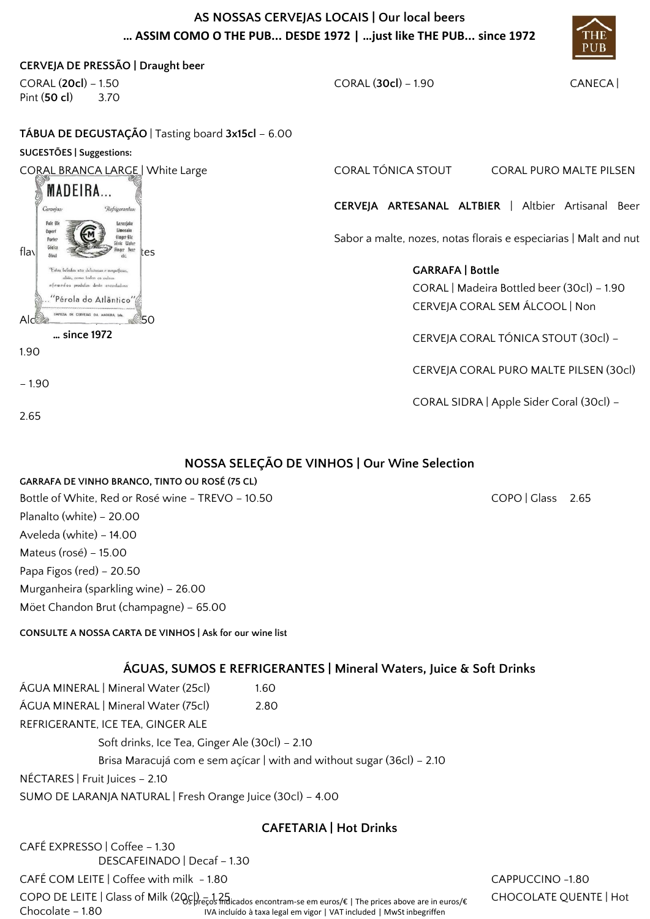## AS NOSSAS CERVEJAS LOCAIS | Our local beers

### … ASSIM COMO O THE PUB… DESDE 1972 | …just like THE PUB… since 1972

**CERVEJA DE PRESSÃO | Draught beer**

CORAL (**20cl**) – 1.50

CORAL (**30cl**) – 1.90

CANECA | Pint (**50 cl**) 3.70

**TÁBUA DE DEGUSTAÇÃO** | Tasting board **3x15cl** – 6.00

**SUGESTÕES | Suggestions:**

CORAL BRANCA LARGE | White Large

CORAL TÓNICA STOUT

CORAL PURO MALTE PILSEN

**CERVEJA ARTESANAL ALTBIER** | Altbier Artisanal Beer

Sabor a malte, nozes, notas florais e especiarias | Malt and nut flav… tes

**GARRAFA | Bottle**

CORAL | Madeira Bottled beer (30cl) – 1.90

CERVEJA CORAL SEM ÁLCOOL | Non Alc… 50

CERVEJA CORAL TÓNICA STOUT (30cl) – 1.90

CERVEJA CORAL PURO MALTE PILSEN (30cl) – 1.90

CORAL SIDRA | Apple Sider Coral (30cl) – 2.65

… since 1972

## NOSSA SELEÇÃO DE VINHOS | Our Wine Selection

**GARRAFA DE VINHO BRANCO, TINTO OU ROSÉ (75 CL)**

Bottle of White, Red or Rosé wine - TREVO – 10.50

COPO | Glass 2.65

Planalto (white) – 20.00

Aveleda (white) – 14.00

Mateus (rosé) – 15.00

Papa Figos (red) – 20.50

Murganheira (sparkling wine) – 26.00

Möet Chandon Brut (champagne) – 65.00

**CONSULTE A NOSSA CARTA DE VINHOS | Ask for our wine list**

## ÁGUAS, SUMOS E REFRIGERANTES | Mineral Waters, Juice & Soft Drinks

ÁGUA MINERAL | Mineral Water (25cl) 1.60

ÁGUA MINERAL | Mineral Water (75cl) 2.80

REFRIGERANTE, ICE TEA, GINGER ALE

Soft drinks, Ice Tea, Ginger Ale (30cl) – 2.10

Brisa Maracujá com e sem açícar | with and without sugar (36cl) – 2.10

NÉCTARES | Fruit Juices – 2.10

SUMO DE LARANJA NATURAL | Fresh Orange Juice (30cl) – 4.00

## CAFETARIA | Hot Drinks

CAFÉ EXPRESSO | Coffee – 1.30

DESCAFEINADO | Decaf – 1.30

CAFÉ COM LEITE | Coffee with milk - 1.80

CAPPUCCINO -1.80

COPO DE LEITE | Glass of Milk (20cl) – 1.25

CHOCOLATE QUENTE | Hot Chocolate – 1.80

Os preços indicados encontram-se em euros/€ | The prices above are in euros/€
IVA incluído à taxa legal em vigor | VAT included | MwSt inbegriffen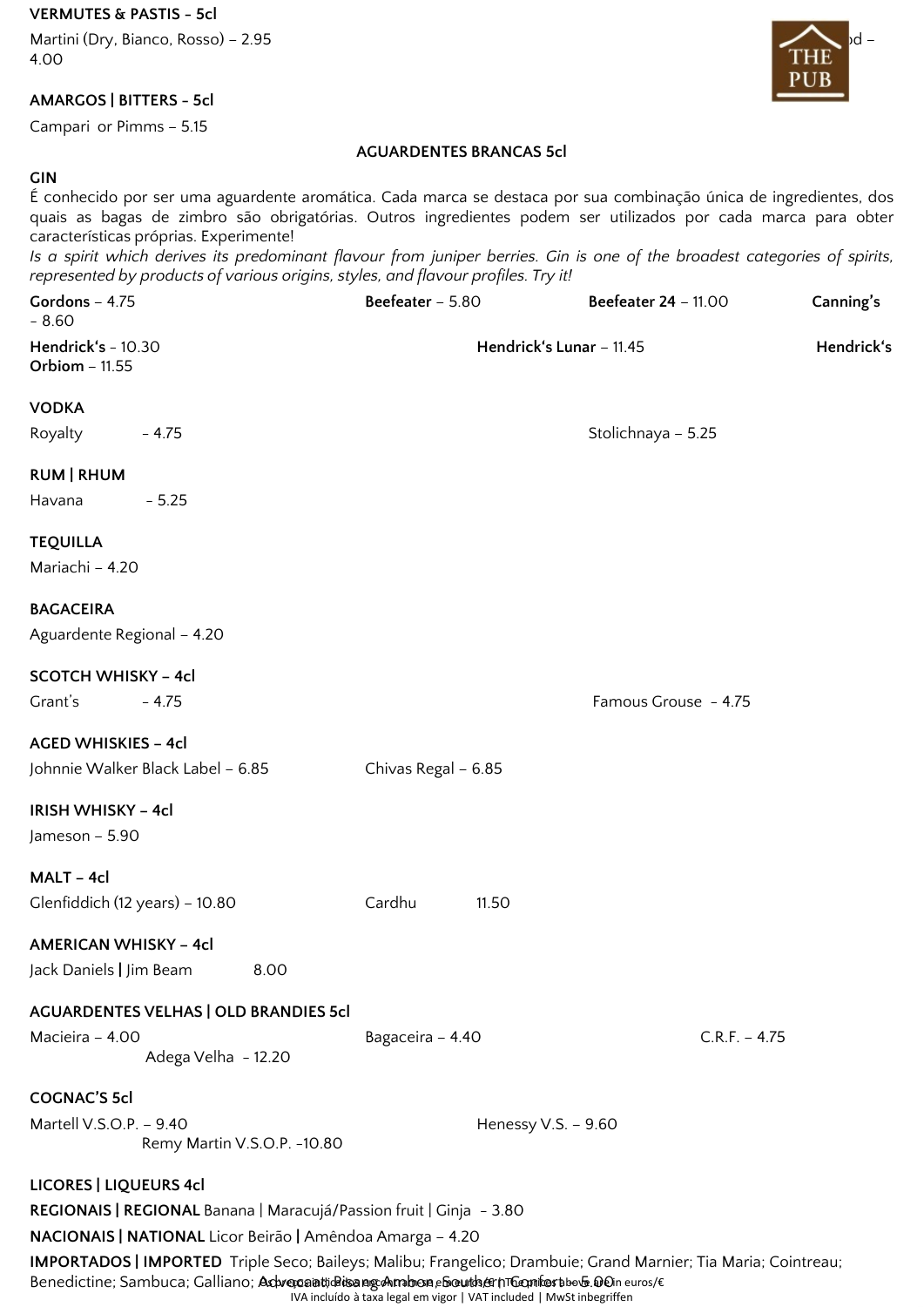**VERMUTES & PASTIS - 5cl**

Martini (Dry, Bianco, Rosso) – 2.95 ...od – 4.00

**AMARGOS | BITTERS - 5cl**

Campari or Pimms – 5.15

**AGUARDENTES BRANCAS 5cl**

**GIN**

É conhecido por ser uma aguardente aromática. Cada marca se destaca por sua combinação única de ingredientes, dos quais as bagas de zimbro são obrigatórias. Outros ingredientes podem ser utilizados por cada marca para obter características próprias. Experimente!

*Is a spirit which derives its predominant flavour from juniper berries. Gin is one of the broadest categories of spirits, represented by products of various origins, styles, and flavour profiles. Try it!*

**Gordons** – 4.75 **Beefeater** – 5.80 **Beefeater 24** – 11.00 **Canning's** – 8.60

**Hendrick's** – 10.30 **Hendrick's Lunar** – 11.45 **Hendrick's Orbiom** – 11.55

**VODKA**

Royalty - 4.75 Stolichnaya – 5.25

**RUM | RHUM**

Havana - 5.25

**TEQUILLA**

Mariachi – 4.20

**BAGACEIRA**

Aguardente Regional – 4.20

**SCOTCH WHISKY – 4cl**

Grant's - 4.75 Famous Grouse - 4.75

**AGED WHISKIES – 4cl**

Johnnie Walker Black Label – 6.85 Chivas Regal – 6.85

**IRISH WHISKY – 4cl**

Jameson – 5.90

**MALT – 4cl**

Glenfiddich (12 years) – 10.80 Cardhu 11.50

**AMERICAN WHISKY – 4cl**

Jack Daniels | Jim Beam 8.00

**AGUARDENTES VELHAS | OLD BRANDIES 5cl**

Macieira – 4.00 Bagaceira – 4.40 C.R.F. – 4.75 Adega Velha - 12.20

**COGNAC'S 5cl**

Martell V.S.O.P. – 9.40 Henessy V.S. – 9.60 Remy Martin V.S.O.P. -10.80

**LICORES | LIQUEURS 4cl**

**REGIONAIS | REGIONAL** Banana | Maracujá/Passion fruit | Ginja - 3.80

**NACIONAIS | NATIONAL** Licor Beirão **|** Amêndoa Amarga – 4.20

**IMPORTADOS | IMPORTED** Triple Seco; Baileys; Malibu; Frangelico; Drambuie; Grand Marnier; Tia Maria; Cointreau; Benedictine; Sambuca; Galliano; Advocaat; Pisang Ambon; Southern Comfort – 5.00

Os preços indicados encontram-se em euros/€ | The prices above are in euros/€
IVA incluído à taxa legal em vigor | VAT included | MwSt inbegriffen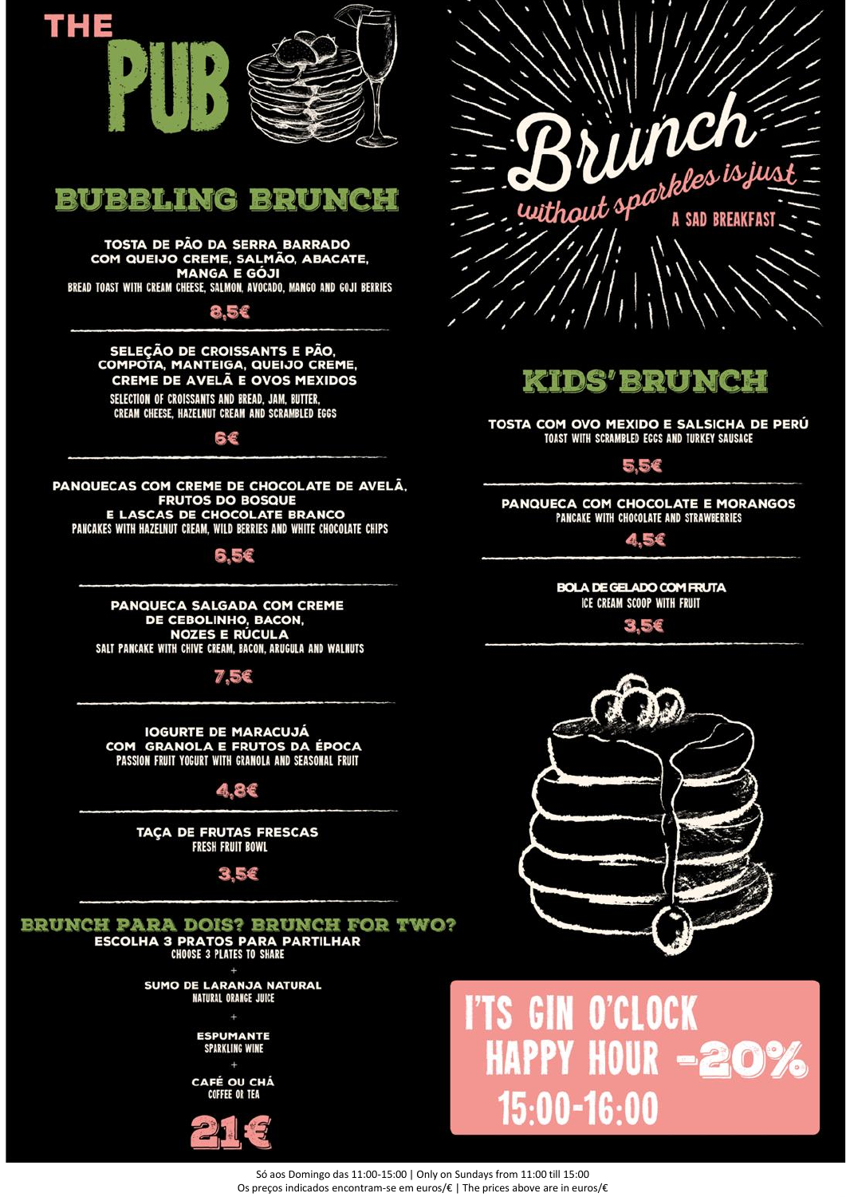# THE PUB

## BUBBLING BRUNCH

**TOSTA DE PÃO DA SERRA BARRADO COM QUEIJO CREME, SALMÃO, ABACATE, MANGA E GÓJI**
BREAD TOAST WITH CREAM CHEESE, SALMON, AVOCADO, MANGO AND GOJI BERRIES

8,5€

---

**SELEÇÃO DE CROISSANTS E PÃO, COMPOTA, MANTEIGA, QUEIJO CREME, CREME DE AVELÃ E OVOS MEXIDOS**
SELECTION OF CROISSANTS AND BREAD, JAM, BUTTER, CREAM CHEESE, HAZELNUT CREAM AND SCRAMBLED EGGS

6€

---

**PANQUECAS COM CREME DE CHOCOLATE DE AVELÃ, FRUTOS DO BOSQUE E LASCAS DE CHOCOLATE BRANCO**
PANCAKES WITH HAZELNUT CREAM, WILD BERRIES AND WHITE CHOCOLATE CHIPS

6,5€

---

**PANQUECA SALGADA COM CREME DE CEBOLINHO, BACON, NOZES E RÚCULA**
SALT PANCAKE WITH CHIVE CREAM, BACON, ARUGULA AND WALNUTS

7,5€

---

**IOGURTE DE MARACUJÁ COM GRANOLA E FRUTOS DA ÉPOCA**
PASSION FRUIT YOGURT WITH GRANOLA AND SEASONAL FRUIT

4,8€

---

**TAÇA DE FRUTAS FRESCAS**
FRESH FRUIT BOWL

3,5€

## BRUNCH PARA DOIS? BRUNCH FOR TWO?

**ESCOLHA 3 PRATOS PARA PARTILHAR**
CHOOSE 3 PLATES TO SHARE

+

**SUMO DE LARANJA NATURAL**
NATURAL ORANGE JUICE

+

**ESPUMANTE**
SPARKLING WINE

+

**CAFÉ OU CHÁ**
COFFEE OR TEA

**21€**

Brunch without sparkles is just A SAD BREAKFAST

## KIDS' BRUNCH

**TOSTA COM OVO MEXIDO E SALSICHA DE PERÚ**
TOAST WITH SCRAMBLED EGGS AND TURKEY SAUSAGE

5,5€

---

**PANQUECA COM CHOCOLATE E MORANGOS**
PANCAKE WITH CHOCOLATE AND STRAWBERRIES

4,5€

---

**BOLA DE GELADO COM FRUTA**
ICE CREAM SCOOP WITH FRUIT

3,5€

---

**IT'S GIN O'CLOCK**
**HAPPY HOUR -20%**
**15:00-16:00**

Só aos Domingo das 11:00-15:00 | Only on Sundays from 11:00 till 15:00
Os preços indicados encontram-se em euros/€ | The prices above are in euros/€